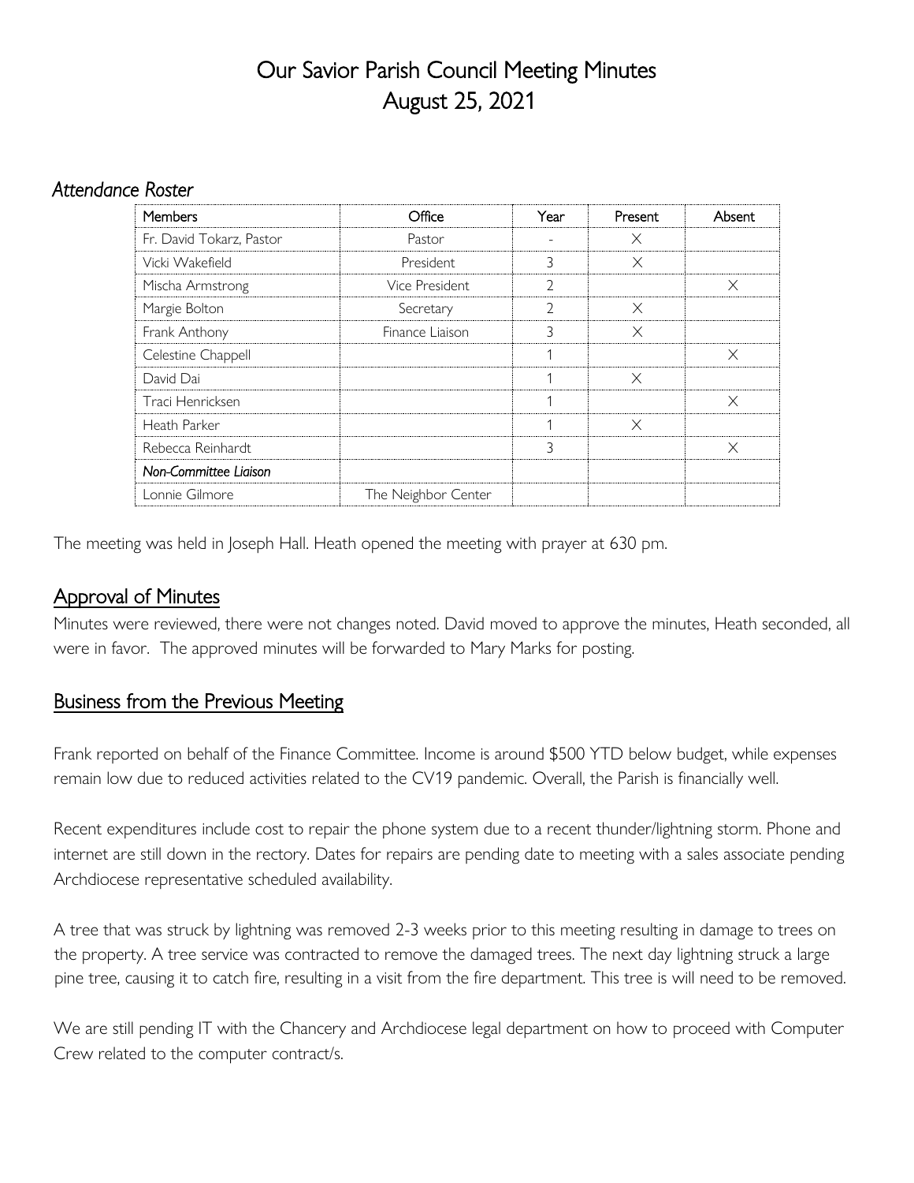# Our Savior Parish Council Meeting Minutes
# August 25, 2021

### *Attendance Roster*

| Members | Office | Year | Present | Absent |
|---|---|---|---|---|
| Fr. David Tokarz, Pastor | Pastor | - | X | |
| Vicki Wakefield | President | 3 | X | |
| Mischa Armstrong | Vice President | 2 | | X |
| Margie Bolton | Secretary | 2 | X | |
| Frank Anthony | Finance Liaison | 3 | X | |
| Celestine Chappell | | 1 | | X |
| David Dai | | 1 | X | |
| Traci Henricksen | | 1 | | X |
| Heath Parker | | 1 | X | |
| Rebecca Reinhardt | | 3 | | X |
| ***Non-Committee Liaison*** | | | | |
| Lonnie Gilmore | The Neighbor Center | | | |

The meeting was held in Joseph Hall. Heath opened the meeting with prayer at 630 pm.

## Approval of Minutes

Minutes were reviewed, there were not changes noted. David moved to approve the minutes, Heath seconded, all were in favor. The approved minutes will be forwarded to Mary Marks for posting.

## Business from the Previous Meeting

Frank reported on behalf of the Finance Committee. Income is around $500 YTD below budget, while expenses remain low due to reduced activities related to the CV19 pandemic. Overall, the Parish is financially well.

Recent expenditures include cost to repair the phone system due to a recent thunder/lightning storm. Phone and internet are still down in the rectory. Dates for repairs are pending date to meeting with a sales associate pending Archdiocese representative scheduled availability.

A tree that was struck by lightning was removed 2-3 weeks prior to this meeting resulting in damage to trees on the property. A tree service was contracted to remove the damaged trees. The next day lightning struck a large pine tree, causing it to catch fire, resulting in a visit from the fire department. This tree is will need to be removed.

We are still pending IT with the Chancery and Archdiocese legal department on how to proceed with Computer Crew related to the computer contract/s.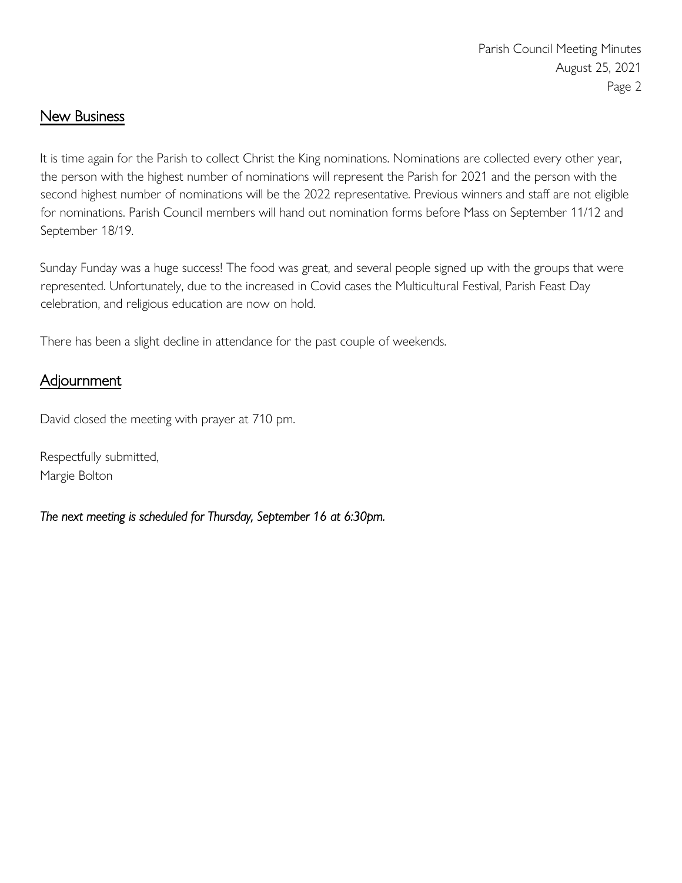## New Business

It is time again for the Parish to collect Christ the King nominations. Nominations are collected every other year, the person with the highest number of nominations will represent the Parish for 2021 and the person with the second highest number of nominations will be the 2022 representative. Previous winners and staff are not eligible for nominations. Parish Council members will hand out nomination forms before Mass on September 11/12 and September 18/19.

Sunday Funday was a huge success! The food was great, and several people signed up with the groups that were represented. Unfortunately, due to the increased in Covid cases the Multicultural Festival, Parish Feast Day celebration, and religious education are now on hold.

There has been a slight decline in attendance for the past couple of weekends.

## Adjournment

David closed the meeting with prayer at 710 pm.

Respectfully submitted,
Margie Bolton

*The next meeting is scheduled for Thursday, September 16 at 6:30pm.*